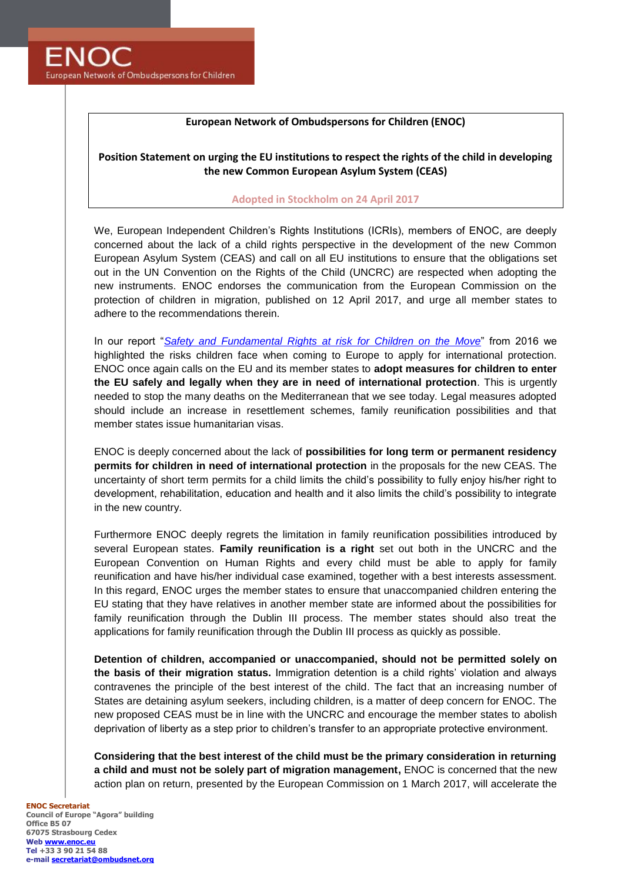# ENOC

European Network of Ombudspersons for Children

**European Network of Ombudspersons for Children (ENOC)**

**Position Statement on urging the EU institutions to respect the rights of the child in developing the new Common European Asylum System (CEAS)**

Adopted in Stockholm on 24 April 2017

We, European Independent Children's Rights Institutions (ICRIs), members of ENOC, are deeply concerned about the lack of a child rights perspective in the development of the new Common European Asylum System (CEAS) and call on all EU institutions to ensure that the obligations set out in the UN Convention on the Rights of the Child (UNCRC) are respected when adopting the new instruments. ENOC endorses the communication from the European Commission on the protection of children in migration, published on 12 April 2017, and urge all member states to adhere to the recommendations therein.

In our report "*Safety and Fundamental Rights at risk for Children on the Move*" from 2016 we highlighted the risks children face when coming to Europe to apply for international protection. ENOC once again calls on the EU and its member states to **adopt measures for children to enter the EU safely and legally when they are in need of international protection**. This is urgently needed to stop the many deaths on the Mediterranean that we see today. Legal measures adopted should include an increase in resettlement schemes, family reunification possibilities and that member states issue humanitarian visas.

ENOC is deeply concerned about the lack of **possibilities for long term or permanent residency permits for children in need of international protection** in the proposals for the new CEAS. The uncertainty of short term permits for a child limits the child's possibility to fully enjoy his/her right to development, rehabilitation, education and health and it also limits the child's possibility to integrate in the new country.

Furthermore ENOC deeply regrets the limitation in family reunification possibilities introduced by several European states. **Family reunification is a right** set out both in the UNCRC and the European Convention on Human Rights and every child must be able to apply for family reunification and have his/her individual case examined, together with a best interests assessment. In this regard, ENOC urges the member states to ensure that unaccompanied children entering the EU stating that they have relatives in another member state are informed about the possibilities for family reunification through the Dublin III process. The member states should also treat the applications for family reunification through the Dublin III process as quickly as possible.

**Detention of children, accompanied or unaccompanied, should not be permitted solely on the basis of their migration status.** Immigration detention is a child rights' violation and always contravenes the principle of the best interest of the child. The fact that an increasing number of States are detaining asylum seekers, including children, is a matter of deep concern for ENOC. The new proposed CEAS must be in line with the UNCRC and encourage the member states to abolish deprivation of liberty as a step prior to children's transfer to an appropriate protective environment.

**Considering that the best interest of the child must be the primary consideration in returning a child and must not be solely part of migration management,** ENOC is concerned that the new action plan on return, presented by the European Commission on 1 March 2017, will accelerate the

**ENOC Secretariat**
Council of Europe "Agora" building
Office B5 07
67075 Strasbourg Cedex
Web www.enoc.eu
Tel +33 3 90 21 54 88
e-mail secretariat@ombudsnet.org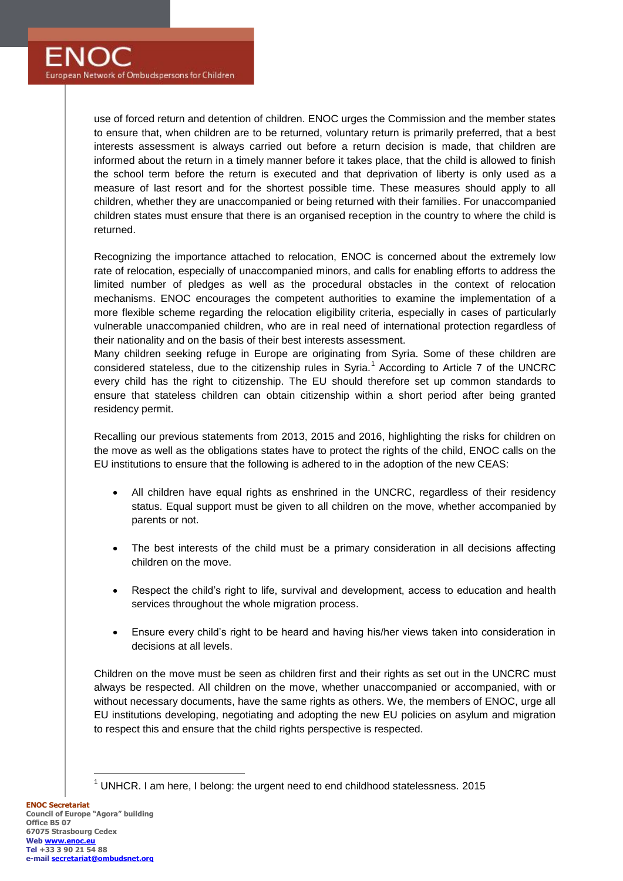use of forced return and detention of children. ENOC urges the Commission and the member states to ensure that, when children are to be returned, voluntary return is primarily preferred, that a best interests assessment is always carried out before a return decision is made, that children are informed about the return in a timely manner before it takes place, that the child is allowed to finish the school term before the return is executed and that deprivation of liberty is only used as a measure of last resort and for the shortest possible time. These measures should apply to all children, whether they are unaccompanied or being returned with their families. For unaccompanied children states must ensure that there is an organised reception in the country to where the child is returned.

Recognizing the importance attached to relocation, ENOC is concerned about the extremely low rate of relocation, especially of unaccompanied minors, and calls for enabling efforts to address the limited number of pledges as well as the procedural obstacles in the context of relocation mechanisms. ENOC encourages the competent authorities to examine the implementation of a more flexible scheme regarding the relocation eligibility criteria, especially in cases of particularly vulnerable unaccompanied children, who are in real need of international protection regardless of their nationality and on the basis of their best interests assessment.
Many children seeking refuge in Europe are originating from Syria. Some of these children are considered stateless, due to the citizenship rules in Syria.[1] According to Article 7 of the UNCRC every child has the right to citizenship. The EU should therefore set up common standards to ensure that stateless children can obtain citizenship within a short period after being granted residency permit.

Recalling our previous statements from 2013, 2015 and 2016, highlighting the risks for children on the move as well as the obligations states have to protect the rights of the child, ENOC calls on the EU institutions to ensure that the following is adhered to in the adoption of the new CEAS:

- All children have equal rights as enshrined in the UNCRC, regardless of their residency status. Equal support must be given to all children on the move, whether accompanied by parents or not.
- The best interests of the child must be a primary consideration in all decisions affecting children on the move.
- Respect the child's right to life, survival and development, access to education and health services throughout the whole migration process.
- Ensure every child's right to be heard and having his/her views taken into consideration in decisions at all levels.

Children on the move must be seen as children first and their rights as set out in the UNCRC must always be respected. All children on the move, whether unaccompanied or accompanied, with or without necessary documents, have the same rights as others. We, the members of ENOC, urge all EU institutions developing, negotiating and adopting the new EU policies on asylum and migration to respect this and ensure that the child rights perspective is respected.

[1] UNHCR. I am here, I belong: the urgent need to end childhood statelessness. 2015